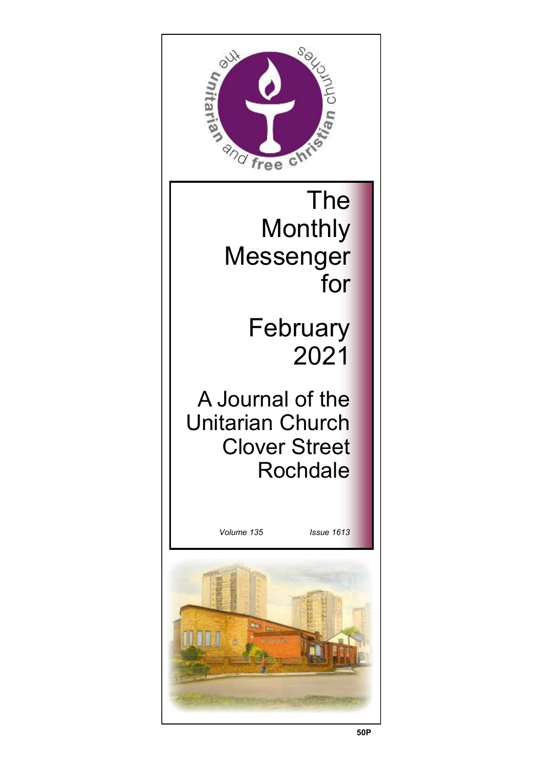the unitarian and free christian churches

# The Monthly Messenger for February 2021

## A Journal of the Unitarian Church Clover Street Rochdale

*Volume 135* *Issue 1613*

**50P**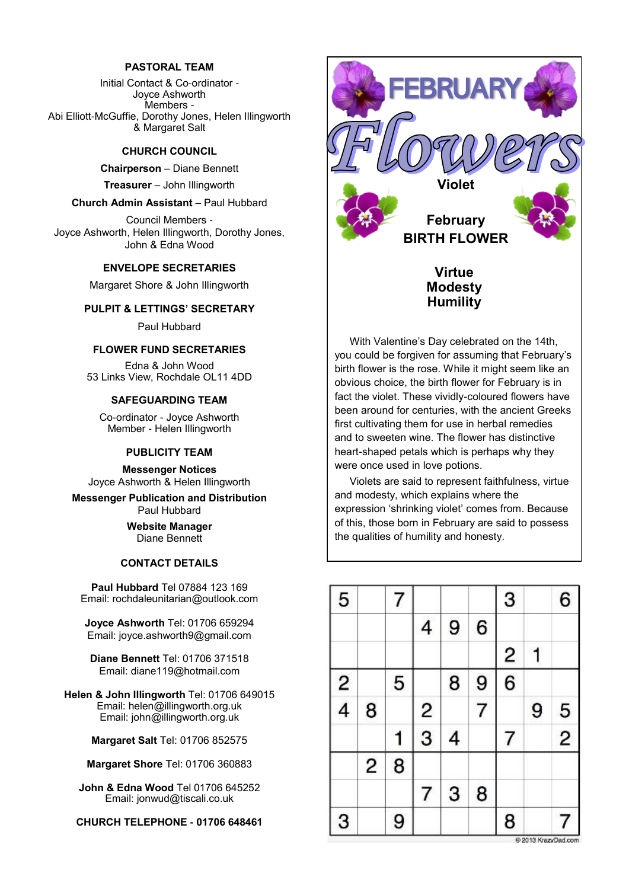## PASTORAL TEAM

Initial Contact & Co-ordinator -
Joyce Ashworth
Members -
Abi Elliott-McGuffie, Dorothy Jones, Helen Illingworth & Margaret Salt

## CHURCH COUNCIL

**Chairperson** – Diane Bennett

**Treasurer** – John Illingworth

**Church Admin Assistant** – Paul Hubbard

Council Members -
Joyce Ashworth, Helen Illingworth, Dorothy Jones, John & Edna Wood

## ENVELOPE SECRETARIES

Margaret Shore & John Illingworth

## PULPIT & LETTINGS' SECRETARY

Paul Hubbard

## FLOWER FUND SECRETARIES

Edna & John Wood
53 Links View, Rochdale OL11 4DD

## SAFEGUARDING TEAM

Co-ordinator - Joyce Ashworth
Member - Helen Illingworth

## PUBLICITY TEAM

**Messenger Notices**
Joyce Ashworth & Helen Illingworth

**Messenger Publication and Distribution**
Paul Hubbard

**Website Manager**
Diane Bennett

## CONTACT DETAILS

**Paul Hubbard** Tel 07884 123 169
Email: rochdaleunitarian@outlook.com

**Joyce Ashworth** Tel: 01706 659294
Email: joyce.ashworth9@gmail.com

**Diane Bennett** Tel: 01706 371518
Email: diane119@hotmail.com

**Helen & John Illingworth** Tel: 01706 649015
Email: helen@illingworth.org.uk
Email: john@illingworth.org.uk

**Margaret Salt** Tel: 01706 852575

**Margaret Shore** Tel: 01706 360883

**John & Edna Wood** Tel 01706 645252
Email: jonwud@tiscali.co.uk

**CHURCH TELEPHONE - 01706 648461**

# FEBRUARY Flowers

## Violet

**February BIRTH FLOWER**

**Virtue**
**Modesty**
**Humility**

With Valentine's Day celebrated on the 14th, you could be forgiven for assuming that February's birth flower is the rose. While it might seem like an obvious choice, the birth flower for February is in fact the violet. These vividly-coloured flowers have been around for centuries, with the ancient Greeks first cultivating them for use in herbal remedies and to sweeten wine. The flower has distinctive heart-shaped petals which is perhaps why they were once used in love potions.

Violets are said to represent faithfulness, virtue and modesty, which explains where the expression 'shrinking violet' comes from. Because of this, those born in February are said to possess the qualities of humility and honesty.

| | | | | | | | | |
|---|---|---|---|---|---|---|---|---|
| 5 | | 7 | | | | 3 | | 6 |
| | | | 4 | 9 | 6 | | | |
| | | | | | | 2 | 1 | |
| 2 | | 5 | | 8 | 9 | 6 | | |
| 4 | 8 | | 2 | | 7 | | 9 | 5 |
| | | 1 | 3 | 4 | | 7 | | 2 |
| | 2 | 8 | | | | | | |
| | | | 7 | 3 | 8 | | | |
| 3 | | 9 | | | | 8 | | 7 |

© 2013 KrazyDad.com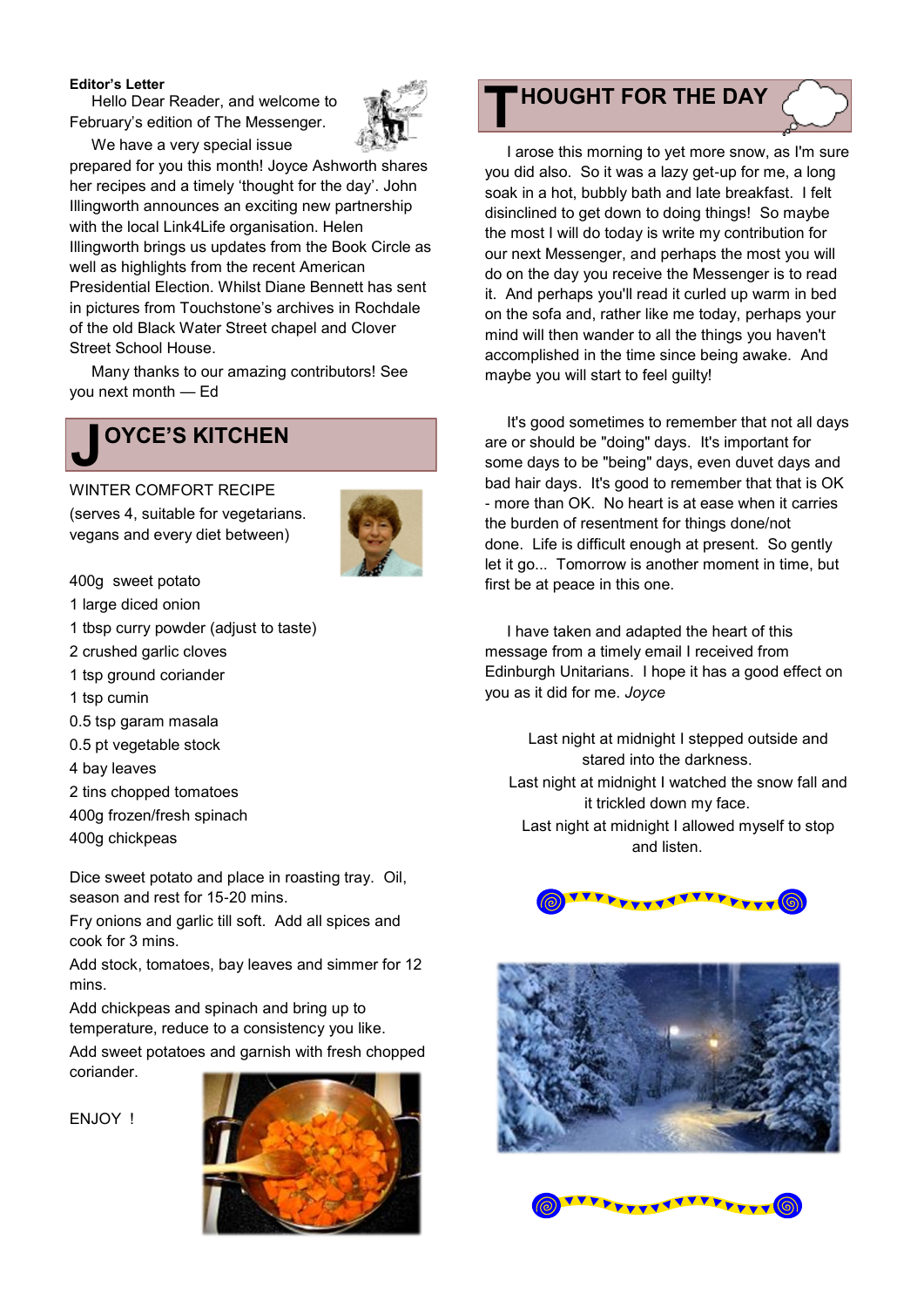**Editor's Letter**

Hello Dear Reader, and welcome to February's edition of The Messenger.

We have a very special issue prepared for you this month! Joyce Ashworth shares her recipes and a timely 'thought for the day'. John Illingworth announces an exciting new partnership with the local Link4Life organisation. Helen Illingworth brings us updates from the Book Circle as well as highlights from the recent American Presidential Election. Whilst Diane Bennett has sent in pictures from Touchstone's archives in Rochdale of the old Black Water Street chapel and Clover Street School House.

Many thanks to our amazing contributors! See you next month — Ed

## JOYCE'S KITCHEN

WINTER COMFORT RECIPE
(serves 4, suitable for vegetarians. vegans and every diet between)

400g sweet potato
1 large diced onion
1 tbsp curry powder (adjust to taste)
2 crushed garlic cloves
1 tsp ground coriander
1 tsp cumin
0.5 tsp garam masala
0.5 pt vegetable stock
4 bay leaves
2 tins chopped tomatoes
400g frozen/fresh spinach
400g chickpeas

Dice sweet potato and place in roasting tray. Oil, season and rest for 15-20 mins.

Fry onions and garlic till soft. Add all spices and cook for 3 mins.

Add stock, tomatoes, bay leaves and simmer for 12 mins.

Add chickpeas and spinach and bring up to temperature, reduce to a consistency you like.

Add sweet potatoes and garnish with fresh chopped coriander.

ENJOY !

## THOUGHT FOR THE DAY

I arose this morning to yet more snow, as I'm sure you did also. So it was a lazy get-up for me, a long soak in a hot, bubbly bath and late breakfast. I felt disinclined to get down to doing things! So maybe the most I will do today is write my contribution for our next Messenger, and perhaps the most you will do on the day you receive the Messenger is to read it. And perhaps you'll read it curled up warm in bed on the sofa and, rather like me today, perhaps your mind will then wander to all the things you haven't accomplished in the time since being awake. And maybe you will start to feel guilty!

It's good sometimes to remember that not all days are or should be "doing" days. It's important for some days to be "being" days, even duvet days and bad hair days. It's good to remember that that is OK - more than OK. No heart is at ease when it carries the burden of resentment for things done/not done. Life is difficult enough at present. So gently let it go... Tomorrow is another moment in time, but first be at peace in this one.

I have taken and adapted the heart of this message from a timely email I received from Edinburgh Unitarians. I hope it has a good effect on you as it did for me. *Joyce*

Last night at midnight I stepped outside and stared into the darkness.
Last night at midnight I watched the snow fall and it trickled down my face.
Last night at midnight I allowed myself to stop and listen.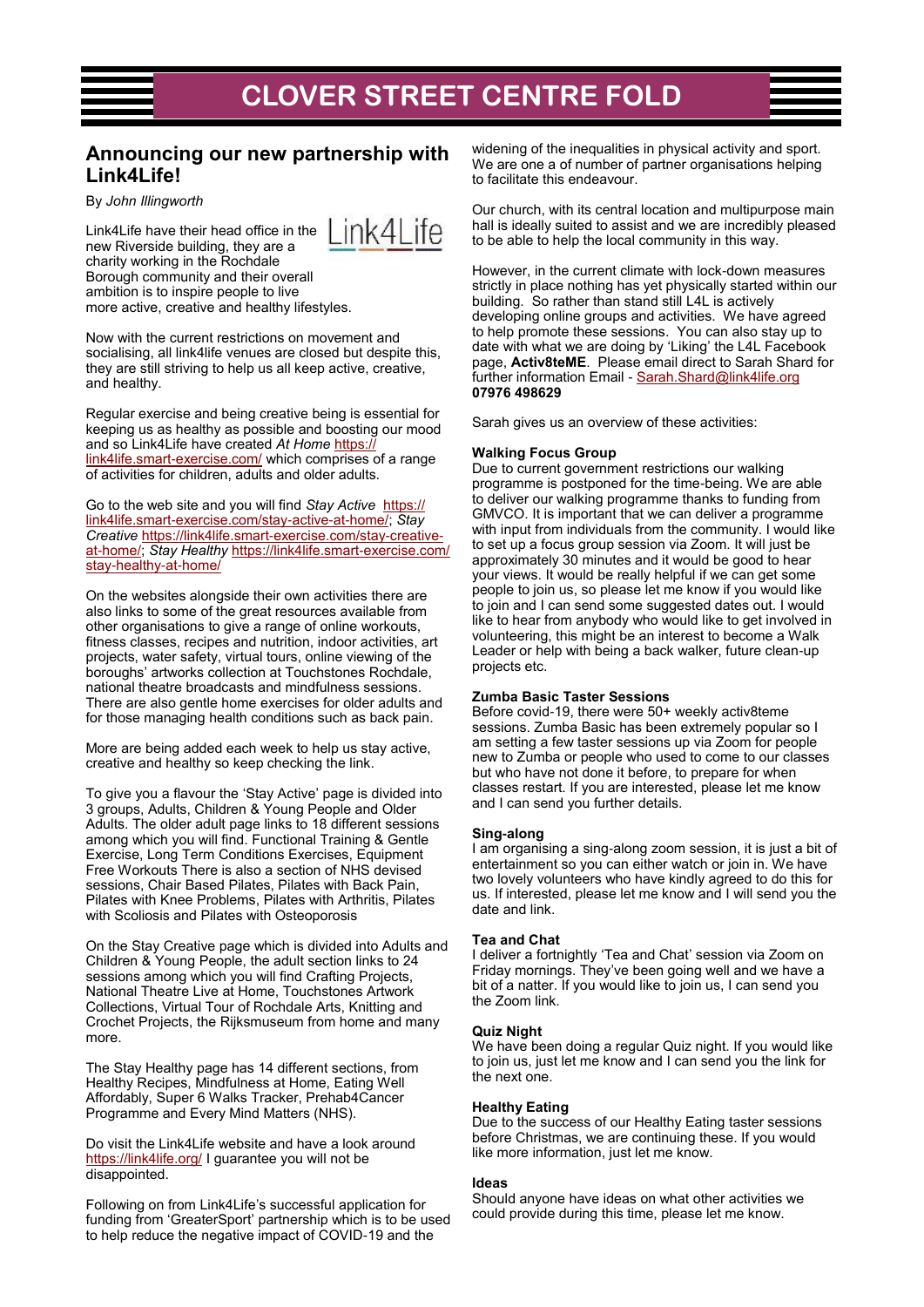# CLOVER STREET CENTRE FOLD

## Announcing our new partnership with Link4Life!

By *John Illingworth*

Link4Life have their head office in the new Riverside building, they are a charity working in the Rochdale Borough community and their overall ambition is to inspire people to live more active, creative and healthy lifestyles.

Now with the current restrictions on movement and socialising, all link4life venues are closed but despite this, they are still striving to help us all keep active, creative, and healthy.

Regular exercise and being creative being is essential for keeping us as healthy as possible and boosting our mood and so Link4Life have created *At Home* https://link4life.smart-exercise.com/ which comprises of a range of activities for children, adults and older adults.

Go to the web site and you will find *Stay Active* https://link4life.smart-exercise.com/stay-active-at-home/; *Stay Creative* https://link4life.smart-exercise.com/stay-creative-at-home/; *Stay Healthy* https://link4life.smart-exercise.com/stay-healthy-at-home/

On the websites alongside their own activities there are also links to some of the great resources available from other organisations to give a range of online workouts, fitness classes, recipes and nutrition, indoor activities, art projects, water safety, virtual tours, online viewing of the boroughs' artworks collection at Touchstones Rochdale, national theatre broadcasts and mindfulness sessions. There are also gentle home exercises for older adults and for those managing health conditions such as back pain.

More are being added each week to help us stay active, creative and healthy so keep checking the link.

To give you a flavour the 'Stay Active' page is divided into 3 groups, Adults, Children & Young People and Older Adults. The older adult page links to 18 different sessions among which you will find. Functional Training & Gentle Exercise, Long Term Conditions Exercises, Equipment Free Workouts There is also a section of NHS devised sessions, Chair Based Pilates, Pilates with Back Pain, Pilates with Knee Problems, Pilates with Arthritis, Pilates with Scoliosis and Pilates with Osteoporosis

On the Stay Creative page which is divided into Adults and Children & Young People, the adult section links to 24 sessions among which you will find Crafting Projects, National Theatre Live at Home, Touchstones Artwork Collections, Virtual Tour of Rochdale Arts, Knitting and Crochet Projects, the Rijksmuseum from home and many more.

The Stay Healthy page has 14 different sections, from Healthy Recipes, Mindfulness at Home, Eating Well Affordably, Super 6 Walks Tracker, Prehab4Cancer Programme and Every Mind Matters (NHS).

Do visit the Link4Life website and have a look around https://link4life.org/ I guarantee you will not be disappointed.

Following on from Link4Life's successful application for funding from 'GreaterSport' partnership which is to be used to help reduce the negative impact of COVID-19 and the widening of the inequalities in physical activity and sport. We are one a of number of partner organisations helping to facilitate this endeavour.

Our church, with its central location and multipurpose main hall is ideally suited to assist and we are incredibly pleased to be able to help the local community in this way.

However, in the current climate with lock-down measures strictly in place nothing has yet physically started within our building. So rather than stand still L4L is actively developing online groups and activities. We have agreed to help promote these sessions. You can also stay up to date with what we are doing by 'Liking' the L4L Facebook page, **Activ8teME**. Please email direct to Sarah Shard for further information Email - Sarah.Shard@link4life.org **07976 498629**

Sarah gives us an overview of these activities:

**Walking Focus Group**
Due to current government restrictions our walking programme is postponed for the time-being. We are able to deliver our walking programme thanks to funding from GMVCO. It is important that we can deliver a programme with input from individuals from the community. I would like to set up a focus group session via Zoom. It will just be approximately 30 minutes and it would be good to hear your views. It would be really helpful if we can get some people to join us, so please let me know if you would like to join and I can send some suggested dates out. I would like to hear from anybody who would like to get involved in volunteering, this might be an interest to become a Walk Leader or help with being a back walker, future clean-up projects etc.

**Zumba Basic Taster Sessions**
Before covid-19, there were 50+ weekly activ8teme sessions. Zumba Basic has been extremely popular so I am setting a few taster sessions up via Zoom for people new to Zumba or people who used to come to our classes but who have not done it before, to prepare for when classes restart. If you are interested, please let me know and I can send you further details.

**Sing-along**
I am organising a sing-along zoom session, it is just a bit of entertainment so you can either watch or join in. We have two lovely volunteers who have kindly agreed to do this for us. If interested, please let me know and I will send you the date and link.

**Tea and Chat**
I deliver a fortnightly 'Tea and Chat' session via Zoom on Friday mornings. They've been going well and we have a bit of a natter. If you would like to join us, I can send you the Zoom link.

**Quiz Night**
We have been doing a regular Quiz night. If you would like to join us, just let me know and I can send you the link for the next one.

**Healthy Eating**
Due to the success of our Healthy Eating taster sessions before Christmas, we are continuing these. If you would like more information, just let me know.

**Ideas**
Should anyone have ideas on what other activities we could provide during this time, please let me know.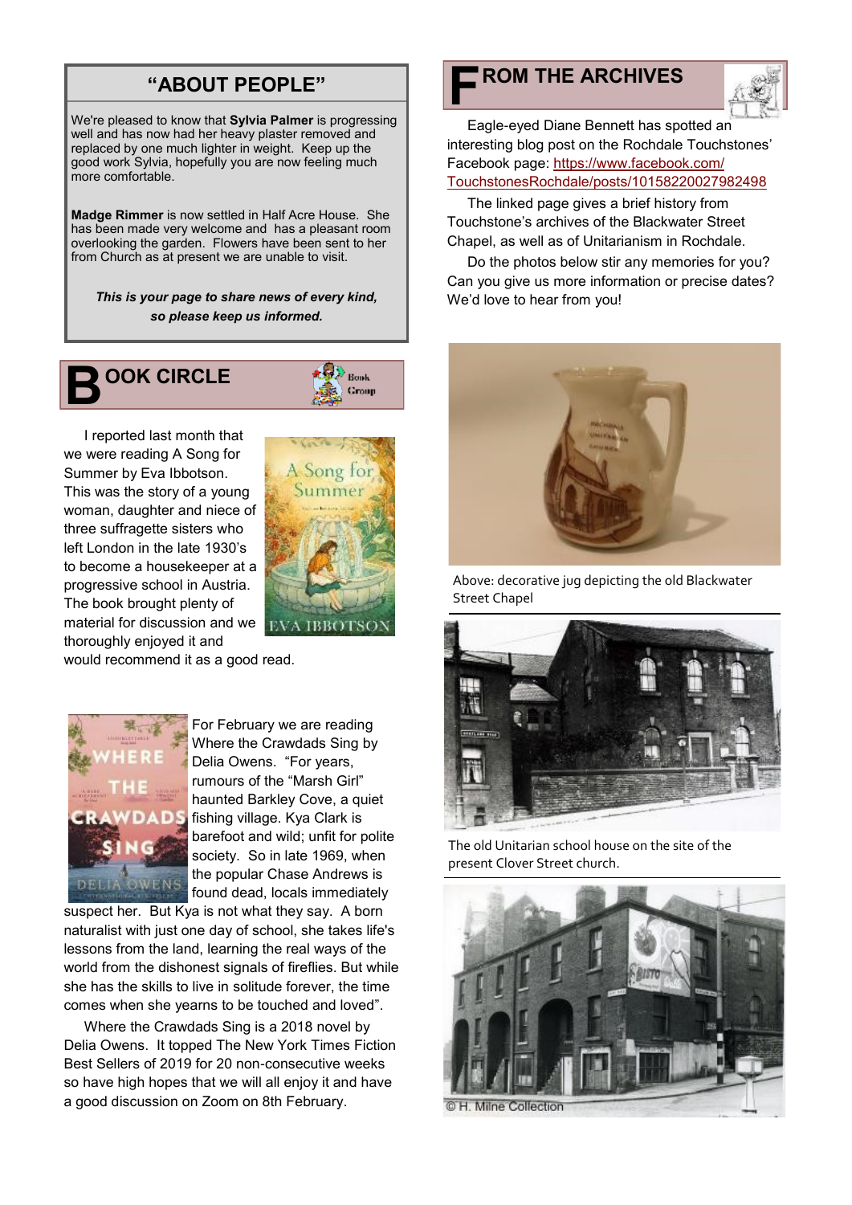## "ABOUT PEOPLE"

We're pleased to know that **Sylvia Palmer** is progressing well and has now had her heavy plaster removed and replaced by one much lighter in weight. Keep up the good work Sylvia, hopefully you are now feeling much more comfortable.

**Madge Rimmer** is now settled in Half Acre House. She has been made very welcome and has a pleasant room overlooking the garden. Flowers have been sent to her from Church as at present we are unable to visit.

***This is your page to share news of every kind, so please keep us informed.***

## BOOK CIRCLE

I reported last month that we were reading A Song for Summer by Eva Ibbotson. This was the story of a young woman, daughter and niece of three suffragette sisters who left London in the late 1930's to become a housekeeper at a progressive school in Austria. The book brought plenty of material for discussion and we thoroughly enjoyed it and would recommend it as a good read.

For February we are reading Where the Crawdads Sing by Delia Owens. "For years, rumours of the "Marsh Girl" haunted Barkley Cove, a quiet fishing village. Kya Clark is barefoot and wild; unfit for polite society. So in late 1969, when the popular Chase Andrews is found dead, locals immediately suspect her. But Kya is not what they say. A born naturalist with just one day of school, she takes life's lessons from the land, learning the real ways of the world from the dishonest signals of fireflies. But while she has the skills to live in solitude forever, the time comes when she yearns to be touched and loved".

Where the Crawdads Sing is a 2018 novel by Delia Owens. It topped The New York Times Fiction Best Sellers of 2019 for 20 non-consecutive weeks so have high hopes that we will all enjoy it and have a good discussion on Zoom on 8th February.

## FROM THE ARCHIVES

Eagle-eyed Diane Bennett has spotted an interesting blog post on the Rochdale Touchstones' Facebook page: https://www.facebook.com/TouchstonesRochdale/posts/10158220027982498

The linked page gives a brief history from Touchstone's archives of the Blackwater Street Chapel, as well as of Unitarianism in Rochdale.

Do the photos below stir any memories for you? Can you give us more information or precise dates? We'd love to hear from you!

Above: decorative jug depicting the old Blackwater Street Chapel

The old Unitarian school house on the site of the present Clover Street church.

© H. Milne Collection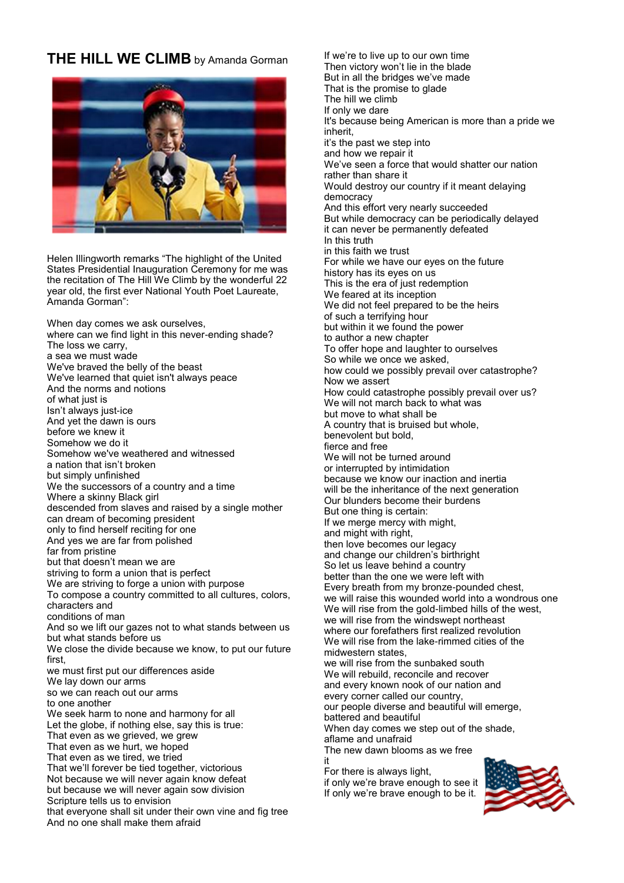# THE HILL WE CLIMB by Amanda Gorman

Helen Illingworth remarks "The highlight of the United States Presidential Inauguration Ceremony for me was the recitation of The Hill We Climb by the wonderful 22 year old, the first ever National Youth Poet Laureate, Amanda Gorman":

When day comes we ask ourselves,
where can we find light in this never-ending shade?
The loss we carry,
a sea we must wade
We've braved the belly of the beast
We've learned that quiet isn't always peace
And the norms and notions
of what just is
Isn't always just-ice
And yet the dawn is ours
before we knew it
Somehow we do it
Somehow we've weathered and witnessed
a nation that isn't broken
but simply unfinished
We the successors of a country and a time
Where a skinny Black girl
descended from slaves and raised by a single mother
can dream of becoming president
only to find herself reciting for one
And yes we are far from polished
far from pristine
but that doesn't mean we are
striving to form a union that is perfect
We are striving to forge a union with purpose
To compose a country committed to all cultures, colors, characters and
conditions of man
And so we lift our gazes not to what stands between us
but what stands before us
We close the divide because we know, to put our future first,
we must first put our differences aside
We lay down our arms
so we can reach out our arms
to one another
We seek harm to none and harmony for all
Let the globe, if nothing else, say this is true:
That even as we grieved, we grew
That even as we hurt, we hoped
That even as we tired, we tried
That we'll forever be tied together, victorious
Not because we will never again know defeat
but because we will never again sow division
Scripture tells us to envision
that everyone shall sit under their own vine and fig tree
And no one shall make them afraid
If we're to live up to our own time
Then victory won't lie in the blade
But in all the bridges we've made
That is the promise to glade
The hill we climb
If only we dare
It's because being American is more than a pride we inherit,
it's the past we step into
and how we repair it
We've seen a force that would shatter our nation rather than share it
Would destroy our country if it meant delaying democracy
And this effort very nearly succeeded
But while democracy can be periodically delayed
it can never be permanently defeated
In this truth
in this faith we trust
For while we have our eyes on the future
history has its eyes on us
This is the era of just redemption
We feared at its inception
We did not feel prepared to be the heirs
of such a terrifying hour
but within it we found the power
to author a new chapter
To offer hope and laughter to ourselves
So while we once we asked,
how could we possibly prevail over catastrophe?
Now we assert
How could catastrophe possibly prevail over us?
We will not march back to what was
but move to what shall be
A country that is bruised but whole,
benevolent but bold,
fierce and free
We will not be turned around
or interrupted by intimidation
because we know our inaction and inertia
will be the inheritance of the next generation
Our blunders become their burdens
But one thing is certain:
If we merge mercy with might,
and might with right,
then love becomes our legacy
and change our children's birthright
So let us leave behind a country
better than the one we were left with
Every breath from my bronze-pounded chest,
we will raise this wounded world into a wondrous one
We will rise from the gold-limbed hills of the west,
we will rise from the windswept northeast
where our forefathers first realized revolution
We will rise from the lake-rimmed cities of the midwestern states,
we will rise from the sunbaked south
We will rebuild, reconcile and recover
and every known nook of our nation and
every corner called our country,
our people diverse and beautiful will emerge,
battered and beautiful
When day comes we step out of the shade,
aflame and unafraid
The new dawn blooms as we free it
For there is always light,
if only we're brave enough to see it
If only we're brave enough to be it.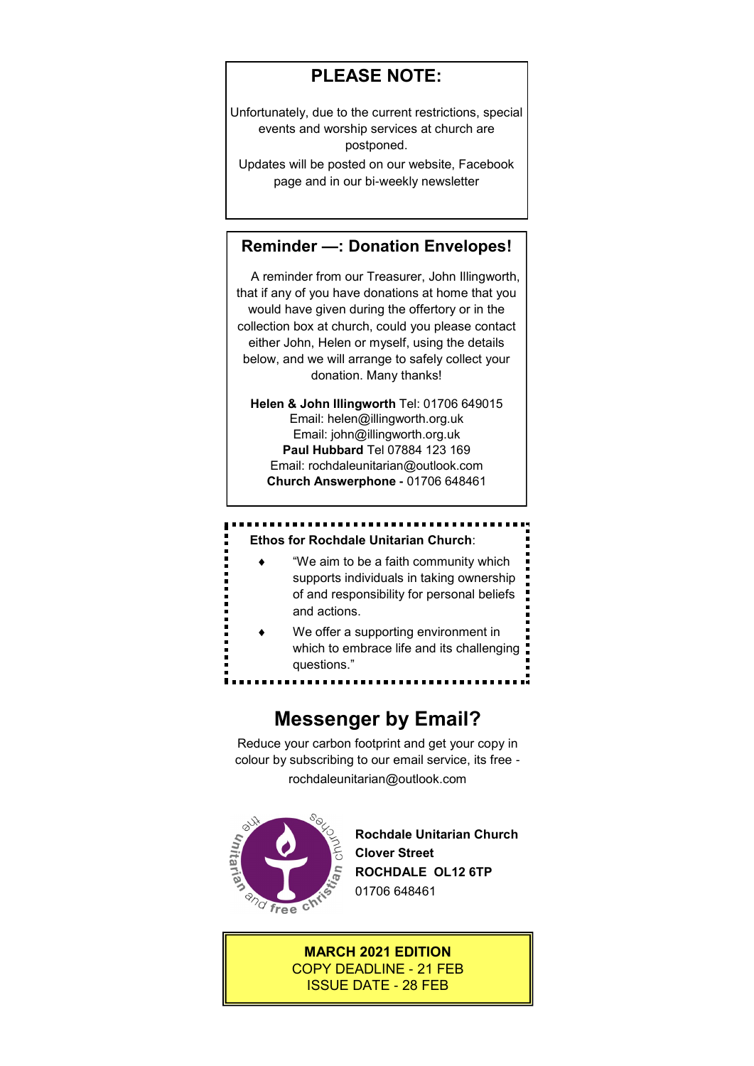## PLEASE NOTE:

Unfortunately, due to the current restrictions, special events and worship services at church are postponed.

Updates will be posted on our website, Facebook page and in our bi-weekly newsletter

## Reminder —: Donation Envelopes!

A reminder from our Treasurer, John Illingworth, that if any of you have donations at home that you would have given during the offertory or in the collection box at church, could you please contact either John, Helen or myself, using the details below, and we will arrange to safely collect your donation. Many thanks!

**Helen & John Illingworth** Tel: 01706 649015
Email: helen@illingworth.org.uk
Email: john@illingworth.org.uk
**Paul Hubbard** Tel 07884 123 169
Email: rochdaleunitarian@outlook.com
**Church Answerphone -** 01706 648461

**Ethos for Rochdale Unitarian Church**:

- "We aim to be a faith community which supports individuals in taking ownership of and responsibility for personal beliefs and actions.
- We offer a supporting environment in which to embrace life and its challenging questions."

## Messenger by Email?

Reduce your carbon footprint and get your copy in colour by subscribing to our email service, its free - rochdaleunitarian@outlook.com

the unitarian and free christian churches

**Rochdale Unitarian Church**
**Clover Street**
**ROCHDALE OL12 6TP**
01706 648461

**MARCH 2021 EDITION**
COPY DEADLINE - 21 FEB
ISSUE DATE - 28 FEB